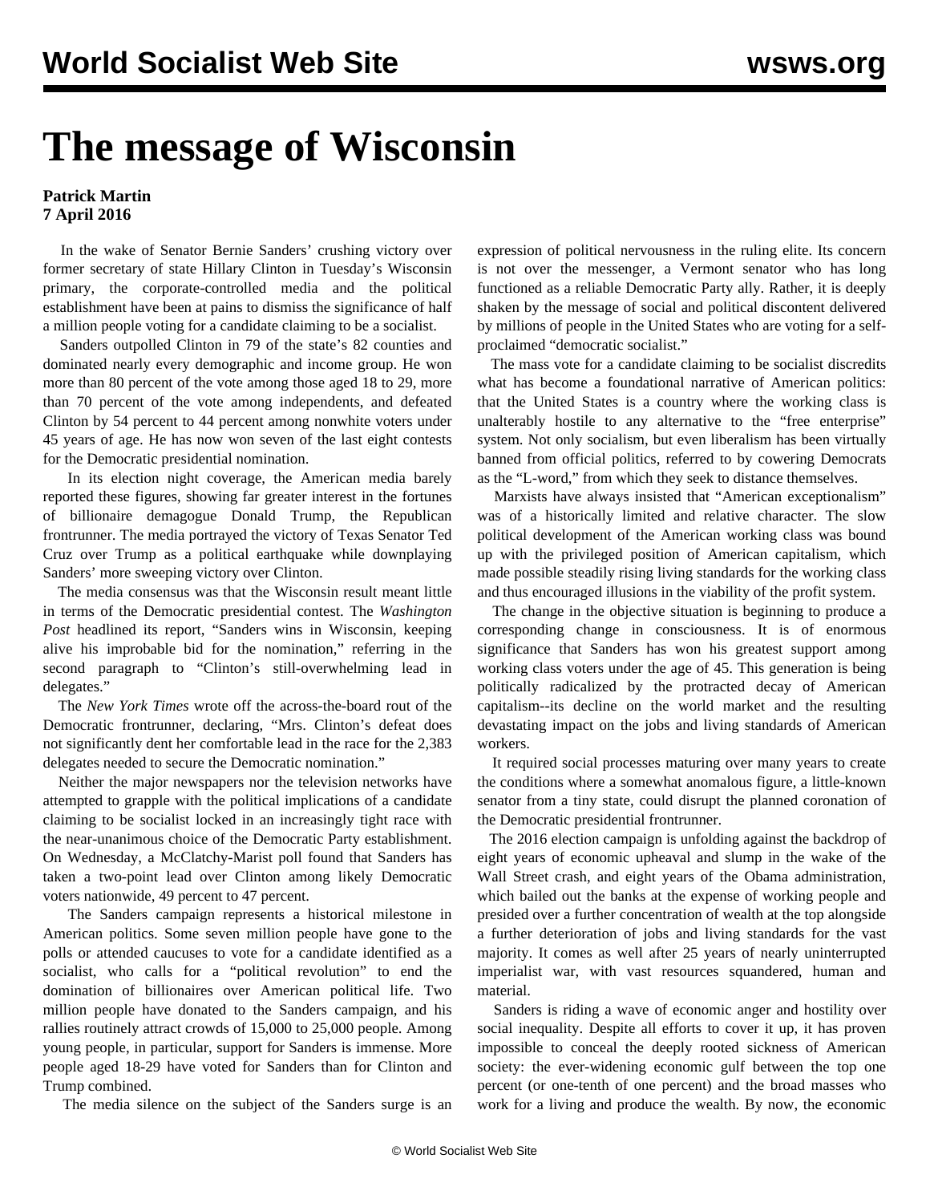# The message of Wisconsin

**Patrick Martin**
**7 April 2016**

In the wake of Senator Bernie Sanders' crushing victory over former secretary of state Hillary Clinton in Tuesday's Wisconsin primary, the corporate-controlled media and the political establishment have been at pains to dismiss the significance of half a million people voting for a candidate claiming to be a socialist.

Sanders outpolled Clinton in 79 of the state's 82 counties and dominated nearly every demographic and income group. He won more than 80 percent of the vote among those aged 18 to 29, more than 70 percent of the vote among independents, and defeated Clinton by 54 percent to 44 percent among nonwhite voters under 45 years of age. He has now won seven of the last eight contests for the Democratic presidential nomination.

In its election night coverage, the American media barely reported these figures, showing far greater interest in the fortunes of billionaire demagogue Donald Trump, the Republican frontrunner. The media portrayed the victory of Texas Senator Ted Cruz over Trump as a political earthquake while downplaying Sanders' more sweeping victory over Clinton.

The media consensus was that the Wisconsin result meant little in terms of the Democratic presidential contest. The *Washington Post* headlined its report, "Sanders wins in Wisconsin, keeping alive his improbable bid for the nomination," referring in the second paragraph to "Clinton's still-overwhelming lead in delegates."

The *New York Times* wrote off the across-the-board rout of the Democratic frontrunner, declaring, "Mrs. Clinton's defeat does not significantly dent her comfortable lead in the race for the 2,383 delegates needed to secure the Democratic nomination."

Neither the major newspapers nor the television networks have attempted to grapple with the political implications of a candidate claiming to be socialist locked in an increasingly tight race with the near-unanimous choice of the Democratic Party establishment. On Wednesday, a McClatchy-Marist poll found that Sanders has taken a two-point lead over Clinton among likely Democratic voters nationwide, 49 percent to 47 percent.

The Sanders campaign represents a historical milestone in American politics. Some seven million people have gone to the polls or attended caucuses to vote for a candidate identified as a socialist, who calls for a "political revolution" to end the domination of billionaires over American political life. Two million people have donated to the Sanders campaign, and his rallies routinely attract crowds of 15,000 to 25,000 people. Among young people, in particular, support for Sanders is immense. More people aged 18-29 have voted for Sanders than for Clinton and Trump combined.

The media silence on the subject of the Sanders surge is an expression of political nervousness in the ruling elite. Its concern is not over the messenger, a Vermont senator who has long functioned as a reliable Democratic Party ally. Rather, it is deeply shaken by the message of social and political discontent delivered by millions of people in the United States who are voting for a self-proclaimed "democratic socialist."

The mass vote for a candidate claiming to be socialist discredits what has become a foundational narrative of American politics: that the United States is a country where the working class is unalterably hostile to any alternative to the "free enterprise" system. Not only socialism, but even liberalism has been virtually banned from official politics, referred to by cowering Democrats as the "L-word," from which they seek to distance themselves.

Marxists have always insisted that "American exceptionalism" was of a historically limited and relative character. The slow political development of the American working class was bound up with the privileged position of American capitalism, which made possible steadily rising living standards for the working class and thus encouraged illusions in the viability of the profit system.

The change in the objective situation is beginning to produce a corresponding change in consciousness. It is of enormous significance that Sanders has won his greatest support among working class voters under the age of 45. This generation is being politically radicalized by the protracted decay of American capitalism--its decline on the world market and the resulting devastating impact on the jobs and living standards of American workers.

It required social processes maturing over many years to create the conditions where a somewhat anomalous figure, a little-known senator from a tiny state, could disrupt the planned coronation of the Democratic presidential frontrunner.

The 2016 election campaign is unfolding against the backdrop of eight years of economic upheaval and slump in the wake of the Wall Street crash, and eight years of the Obama administration, which bailed out the banks at the expense of working people and presided over a further concentration of wealth at the top alongside a further deterioration of jobs and living standards for the vast majority. It comes as well after 25 years of nearly uninterrupted imperialist war, with vast resources squandered, human and material.

Sanders is riding a wave of economic anger and hostility over social inequality. Despite all efforts to cover it up, it has proven impossible to conceal the deeply rooted sickness of American society: the ever-widening economic gulf between the top one percent (or one-tenth of one percent) and the broad masses who work for a living and produce the wealth. By now, the economic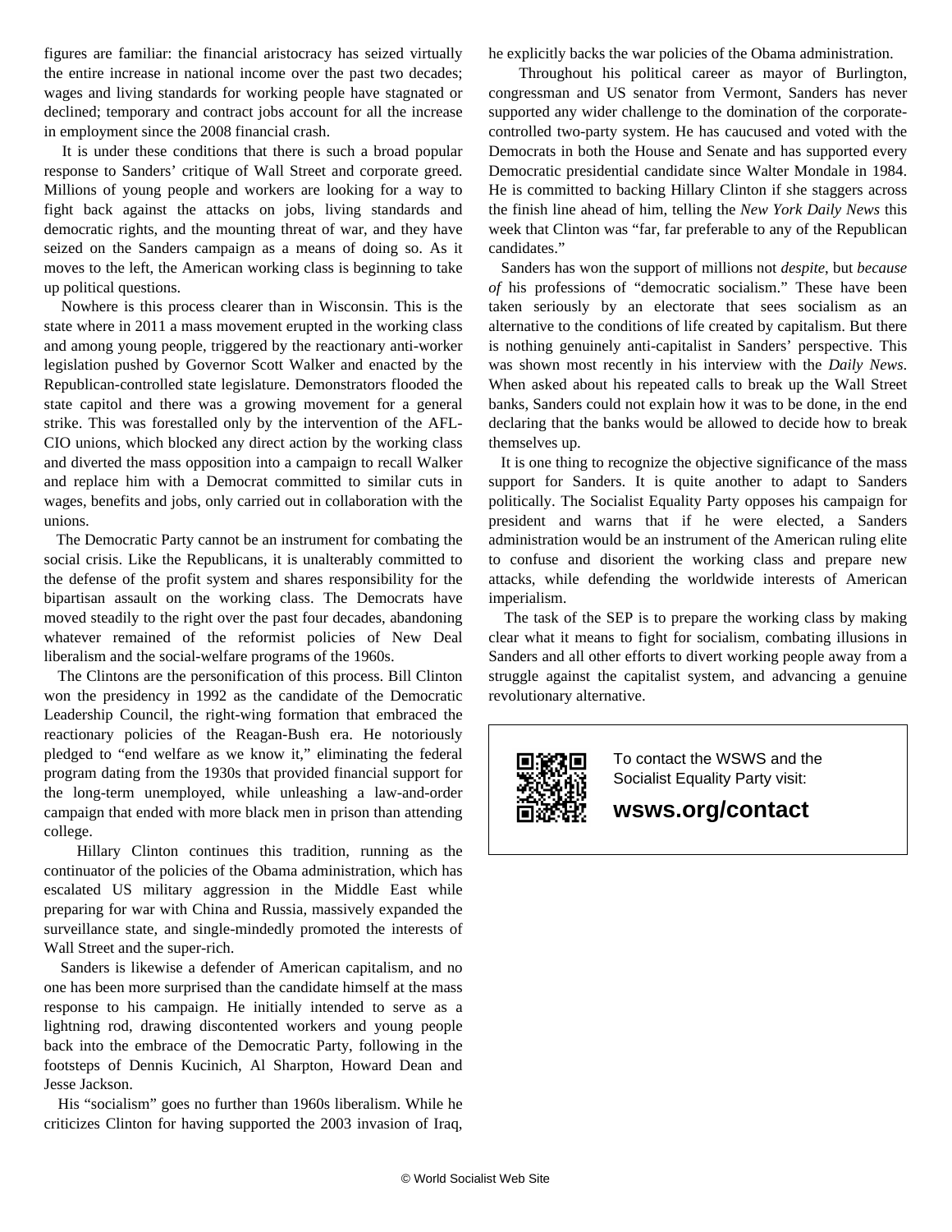figures are familiar: the financial aristocracy has seized virtually the entire increase in national income over the past two decades; wages and living standards for working people have stagnated or declined; temporary and contract jobs account for all the increase in employment since the 2008 financial crash.

It is under these conditions that there is such a broad popular response to Sanders' critique of Wall Street and corporate greed. Millions of young people and workers are looking for a way to fight back against the attacks on jobs, living standards and democratic rights, and the mounting threat of war, and they have seized on the Sanders campaign as a means of doing so. As it moves to the left, the American working class is beginning to take up political questions.

Nowhere is this process clearer than in Wisconsin. This is the state where in 2011 a mass movement erupted in the working class and among young people, triggered by the reactionary anti-worker legislation pushed by Governor Scott Walker and enacted by the Republican-controlled state legislature. Demonstrators flooded the state capitol and there was a growing movement for a general strike. This was forestalled only by the intervention of the AFL-CIO unions, which blocked any direct action by the working class and diverted the mass opposition into a campaign to recall Walker and replace him with a Democrat committed to similar cuts in wages, benefits and jobs, only carried out in collaboration with the unions.

The Democratic Party cannot be an instrument for combating the social crisis. Like the Republicans, it is unalterably committed to the defense of the profit system and shares responsibility for the bipartisan assault on the working class. The Democrats have moved steadily to the right over the past four decades, abandoning whatever remained of the reformist policies of New Deal liberalism and the social-welfare programs of the 1960s.

The Clintons are the personification of this process. Bill Clinton won the presidency in 1992 as the candidate of the Democratic Leadership Council, the right-wing formation that embraced the reactionary policies of the Reagan-Bush era. He notoriously pledged to "end welfare as we know it," eliminating the federal program dating from the 1930s that provided financial support for the long-term unemployed, while unleashing a law-and-order campaign that ended with more black men in prison than attending college.

Hillary Clinton continues this tradition, running as the continuator of the policies of the Obama administration, which has escalated US military aggression in the Middle East while preparing for war with China and Russia, massively expanded the surveillance state, and single-mindedly promoted the interests of Wall Street and the super-rich.

Sanders is likewise a defender of American capitalism, and no one has been more surprised than the candidate himself at the mass response to his campaign. He initially intended to serve as a lightning rod, drawing discontented workers and young people back into the embrace of the Democratic Party, following in the footsteps of Dennis Kucinich, Al Sharpton, Howard Dean and Jesse Jackson.

His "socialism" goes no further than 1960s liberalism. While he criticizes Clinton for having supported the 2003 invasion of Iraq, he explicitly backs the war policies of the Obama administration.

Throughout his political career as mayor of Burlington, congressman and US senator from Vermont, Sanders has never supported any wider challenge to the domination of the corporate-controlled two-party system. He has caucused and voted with the Democrats in both the House and Senate and has supported every Democratic presidential candidate since Walter Mondale in 1984. He is committed to backing Hillary Clinton if she staggers across the finish line ahead of him, telling the *New York Daily News* this week that Clinton was "far, far preferable to any of the Republican candidates."

Sanders has won the support of millions not *despite*, but *because of* his professions of "democratic socialism." These have been taken seriously by an electorate that sees socialism as an alternative to the conditions of life created by capitalism. But there is nothing genuinely anti-capitalist in Sanders' perspective. This was shown most recently in his interview with the *Daily News*. When asked about his repeated calls to break up the Wall Street banks, Sanders could not explain how it was to be done, in the end declaring that the banks would be allowed to decide how to break themselves up.

It is one thing to recognize the objective significance of the mass support for Sanders. It is quite another to adapt to Sanders politically. The Socialist Equality Party opposes his campaign for president and warns that if he were elected, a Sanders administration would be an instrument of the American ruling elite to confuse and disorient the working class and prepare new attacks, while defending the worldwide interests of American imperialism.

The task of the SEP is to prepare the working class by making clear what it means to fight for socialism, combating illusions in Sanders and all other efforts to divert working people away from a struggle against the capitalist system, and advancing a genuine revolutionary alternative.

To contact the WSWS and the Socialist Equality Party visit:

**wsws.org/contact**